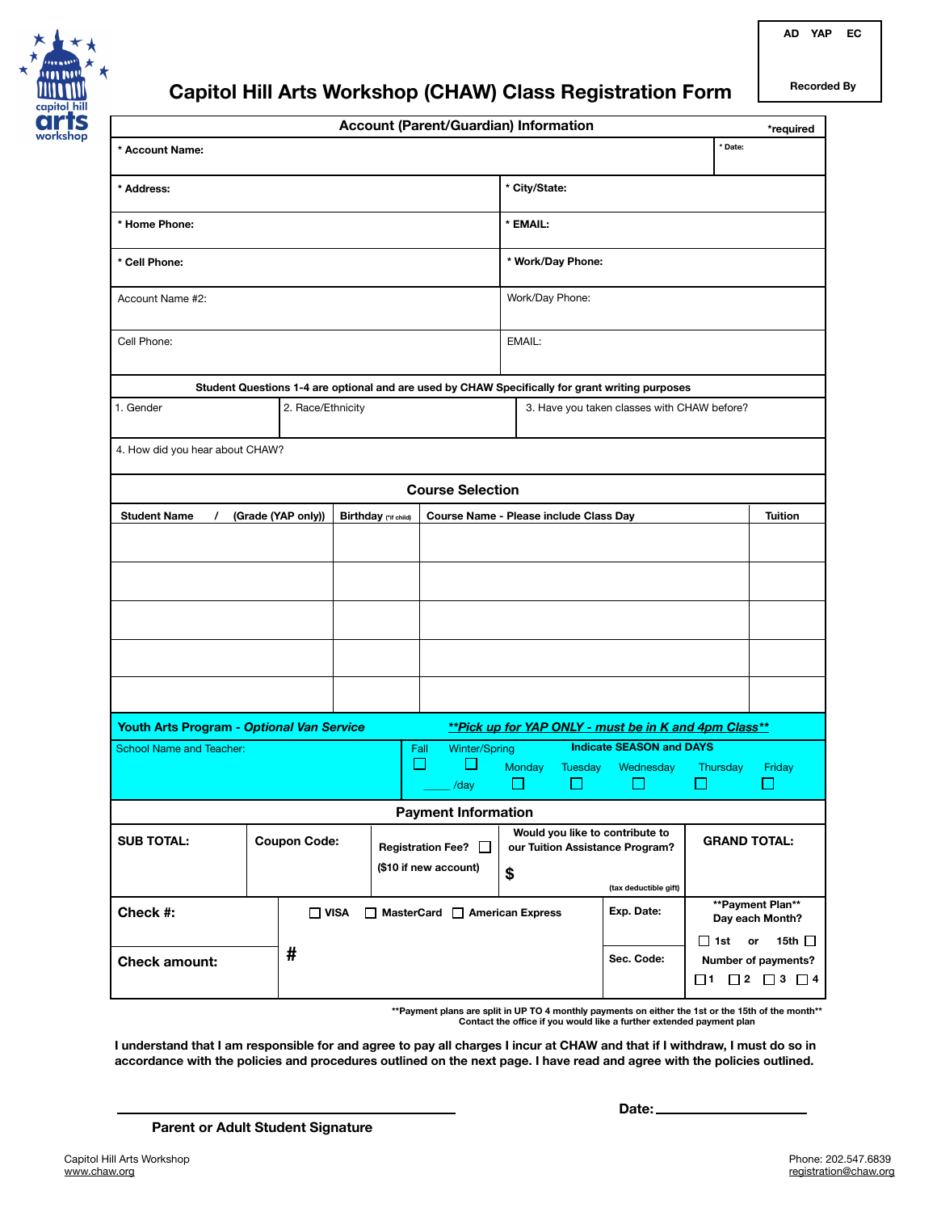AD YAP EC

Recorded By

# Capitol Hill Arts Workshop (CHAW) Class Registration Form

## Account (Parent/Guardian) Information

*required

| | |
|---|---|
| * Account Name: | * Date: |
| * Address: | * City/State: |
| * Home Phone: | * EMAIL: |
| * Cell Phone: | * Work/Day Phone: |
| Account Name #2: | Work/Day Phone: |
| Cell Phone: | EMAIL: |

**Student Questions 1-4 are optional and are used by CHAW Specifically for grant writing purposes**

| | | |
|---|---|---|
| 1. Gender | 2. Race/Ethnicity | 3. Have you taken classes with CHAW before? |

4. How did you hear about CHAW?

## Course Selection

| Student Name / (Grade (YAP only)) | Birthday (*if child) | Course Name - Please include Class Day | Tuition |
|---|---|---|---|
| | | | |
| | | | |
| | | | |
| | | | |
| | | | |

**Youth Arts Program - *Optional Van Service*** ***\*\*Pick up for YAP ONLY - must be in K and 4pm Class\*\****

School Name and Teacher:

Fall ☐ Winter/Spring ☐ _____ /day

**Indicate SEASON and DAYS**

Monday ☐ Tuesday ☐ Wednesday ☐ Thursday ☐ Friday ☐

## Payment Information

| SUB TOTAL: | Coupon Code: | Registration Fee? ☐ ($10 if new account) | Would you like to contribute to our Tuition Assistance Program? $ (tax deductible gift) | GRAND TOTAL: |
|---|---|---|---|---|

| | | | |
|---|---|---|---|
| Check #: | ☐ VISA ☐ MasterCard ☐ American Express | Exp. Date: | \*\*Payment Plan\*\* Day each Month? ☐ 1st or 15th ☐ |
| Check amount: | # | Sec. Code: | Number of payments? ☐ 1 ☐ 2 ☐ 3 ☐ 4 |

\*\*Payment plans are split in UP TO 4 monthly payments on either the 1st or the 15th of the month\*\*
Contact the office if you would like a further extended payment plan

**I understand that I am responsible for and agree to pay all charges I incur at CHAW and that if I withdraw, I must do so in accordance with the policies and procedures outlined on the next page. I have read and agree with the policies outlined.**

______________________________ **Date:** ______________

**Parent or Adult Student Signature**

Capitol Hill Arts Workshop
www.chaw.org

Phone: 202.547.6839
registration@chaw.org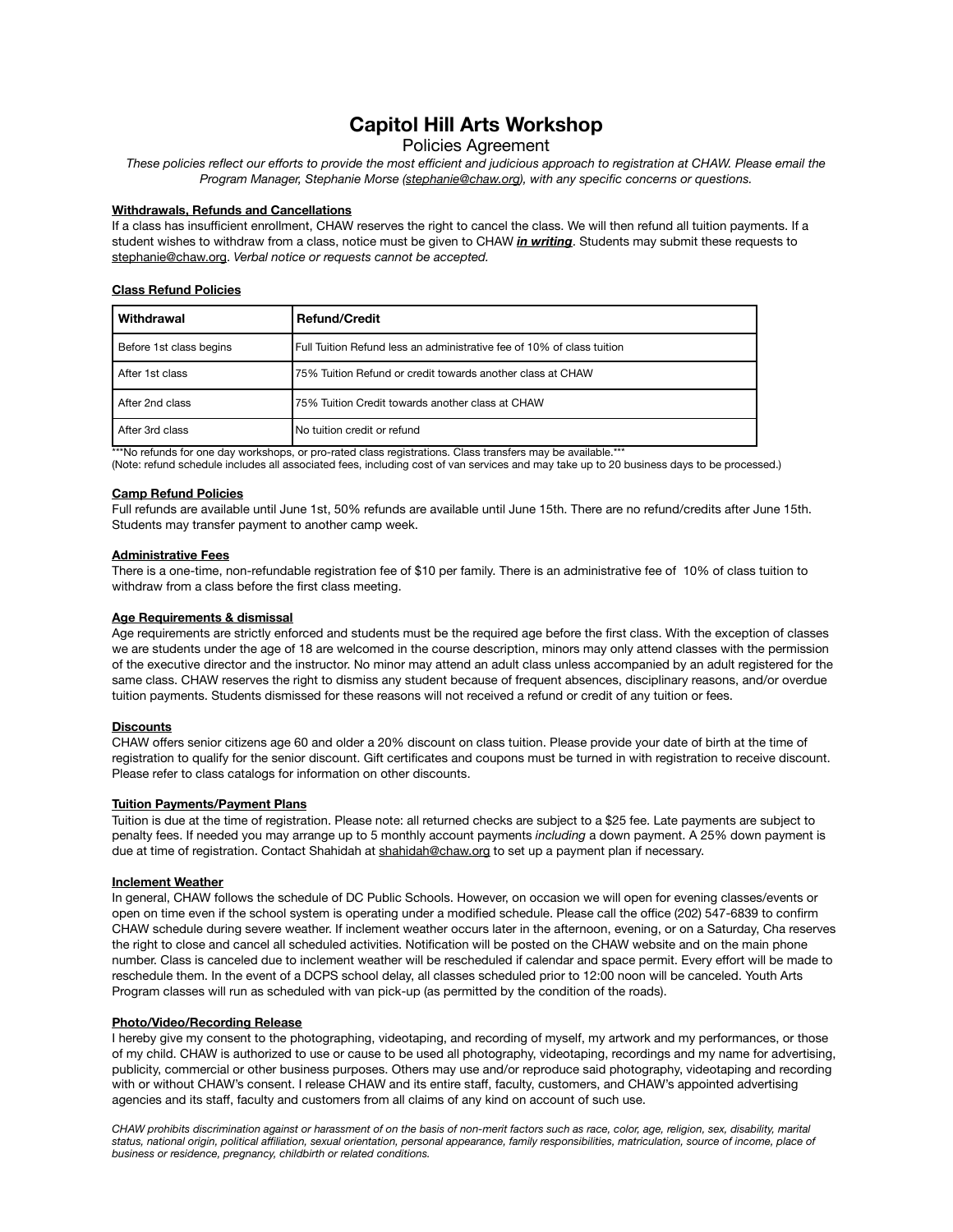# Capitol Hill Arts Workshop

Policies Agreement

*These policies reflect our efforts to provide the most efficient and judicious approach to registration at CHAW. Please email the Program Manager, Stephanie Morse (stephanie@chaw.org), with any specific concerns or questions.*

**Withdrawals, Refunds and Cancellations**

If a class has insufficient enrollment, CHAW reserves the right to cancel the class. We will then refund all tuition payments. If a student wishes to withdraw from a class, notice must be given to CHAW ***in writing***. Students may submit these requests to stephanie@chaw.org. *Verbal notice or requests cannot be accepted.*

**Class Refund Policies**

| Withdrawal | Refund/Credit |
|---|---|
| Before 1st class begins | Full Tuition Refund less an administrative fee of 10% of class tuition |
| After 1st class | 75% Tuition Refund or credit towards another class at CHAW |
| After 2nd class | 75% Tuition Credit towards another class at CHAW |
| After 3rd class | No tuition credit or refund |

***No refunds for one day workshops, or pro-rated class registrations. Class transfers may be available.***

(Note: refund schedule includes all associated fees, including cost of van services and may take up to 20 business days to be processed.)

**Camp Refund Policies**

Full refunds are available until June 1st, 50% refunds are available until June 15th. There are no refund/credits after June 15th. Students may transfer payment to another camp week.

**Administrative Fees**

There is a one-time, non-refundable registration fee of $10 per family. There is an administrative fee of 10% of class tuition to withdraw from a class before the first class meeting.

**Age Requirements & dismissal**

Age requirements are strictly enforced and students must be the required age before the first class. With the exception of classes we are students under the age of 18 are welcomed in the course description, minors may only attend classes with the permission of the executive director and the instructor. No minor may attend an adult class unless accompanied by an adult registered for the same class. CHAW reserves the right to dismiss any student because of frequent absences, disciplinary reasons, and/or overdue tuition payments. Students dismissed for these reasons will not received a refund or credit of any tuition or fees.

**Discounts**

CHAW offers senior citizens age 60 and older a 20% discount on class tuition. Please provide your date of birth at the time of registration to qualify for the senior discount. Gift certificates and coupons must be turned in with registration to receive discount. Please refer to class catalogs for information on other discounts.

**Tuition Payments/Payment Plans**

Tuition is due at the time of registration. Please note: all returned checks are subject to a $25 fee. Late payments are subject to penalty fees. If needed you may arrange up to 5 monthly account payments *including* a down payment. A 25% down payment is due at time of registration. Contact Shahidah at shahidah@chaw.org to set up a payment plan if necessary.

**Inclement Weather**

In general, CHAW follows the schedule of DC Public Schools. However, on occasion we will open for evening classes/events or open on time even if the school system is operating under a modified schedule. Please call the office (202) 547-6839 to confirm CHAW schedule during severe weather. If inclement weather occurs later in the afternoon, evening, or on a Saturday, Cha reserves the right to close and cancel all scheduled activities. Notification will be posted on the CHAW website and on the main phone number. Class is canceled due to inclement weather will be rescheduled if calendar and space permit. Every effort will be made to reschedule them. In the event of a DCPS school delay, all classes scheduled prior to 12:00 noon will be canceled. Youth Arts Program classes will run as scheduled with van pick-up (as permitted by the condition of the roads).

**Photo/Video/Recording Release**

I hereby give my consent to the photographing, videotaping, and recording of myself, my artwork and my performances, or those of my child. CHAW is authorized to use or cause to be used all photography, videotaping, recordings and my name for advertising, publicity, commercial or other business purposes. Others may use and/or reproduce said photography, videotaping and recording with or without CHAW's consent. I release CHAW and its entire staff, faculty, customers, and CHAW's appointed advertising agencies and its staff, faculty and customers from all claims of any kind on account of such use.

*CHAW prohibits discrimination against or harassment of on the basis of non-merit factors such as race, color, age, religion, sex, disability, marital status, national origin, political affiliation, sexual orientation, personal appearance, family responsibilities, matriculation, source of income, place of business or residence, pregnancy, childbirth or related conditions.*